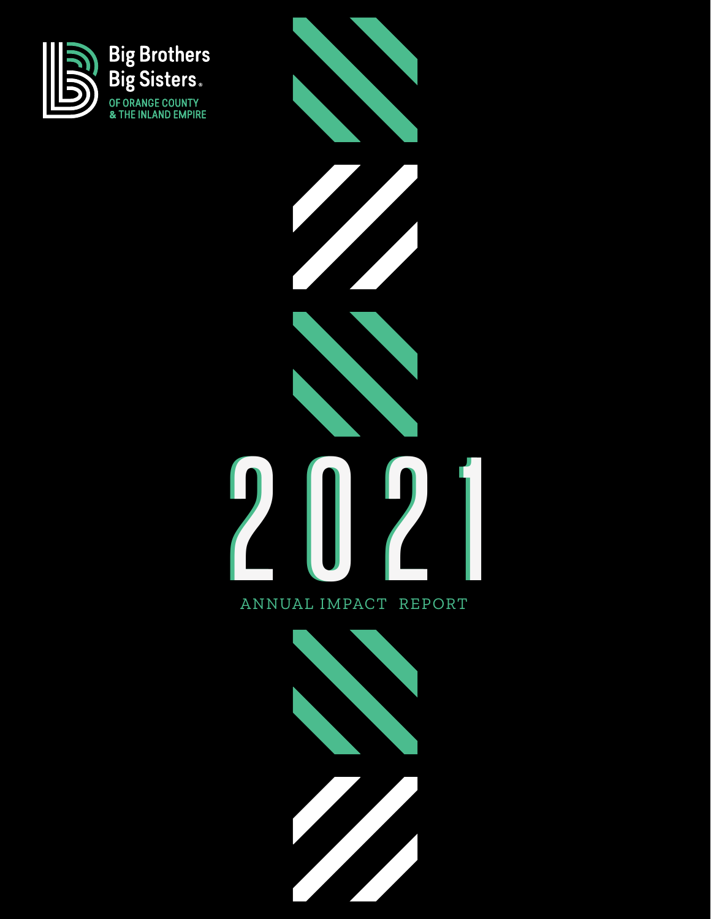Big Brothers Big Sisters®

OF ORANGE COUNTY
& THE INLAND EMPIRE

# 2021

## ANNUAL IMPACT REPORT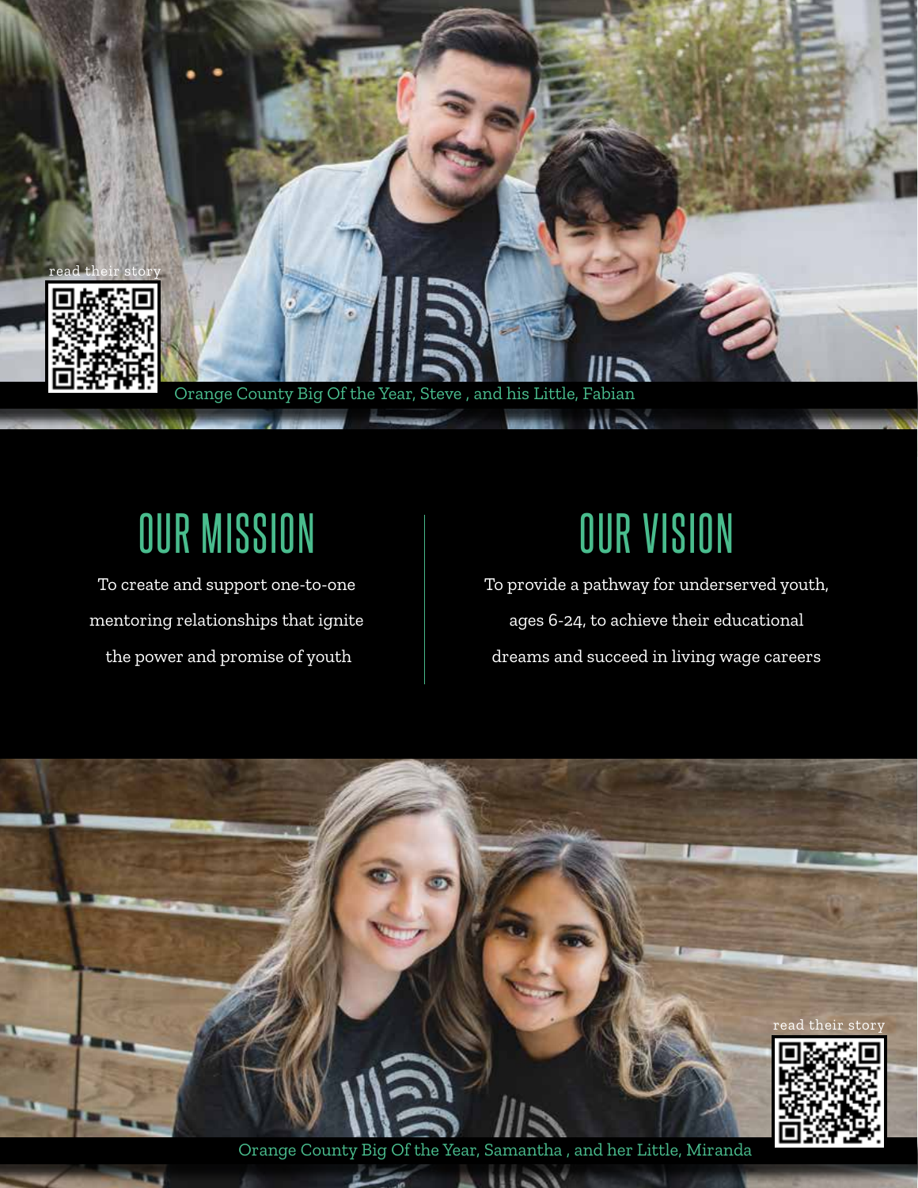read their story

Orange County Big Of the Year, Steve , and his Little, Fabian

## OUR MISSION

To create and support one-to-one mentoring relationships that ignite the power and promise of youth

## OUR VISION

To provide a pathway for underserved youth, ages 6-24, to achieve their educational dreams and succeed in living wage careers

read their story

Orange County Big Of the Year, Samantha , and her Little, Miranda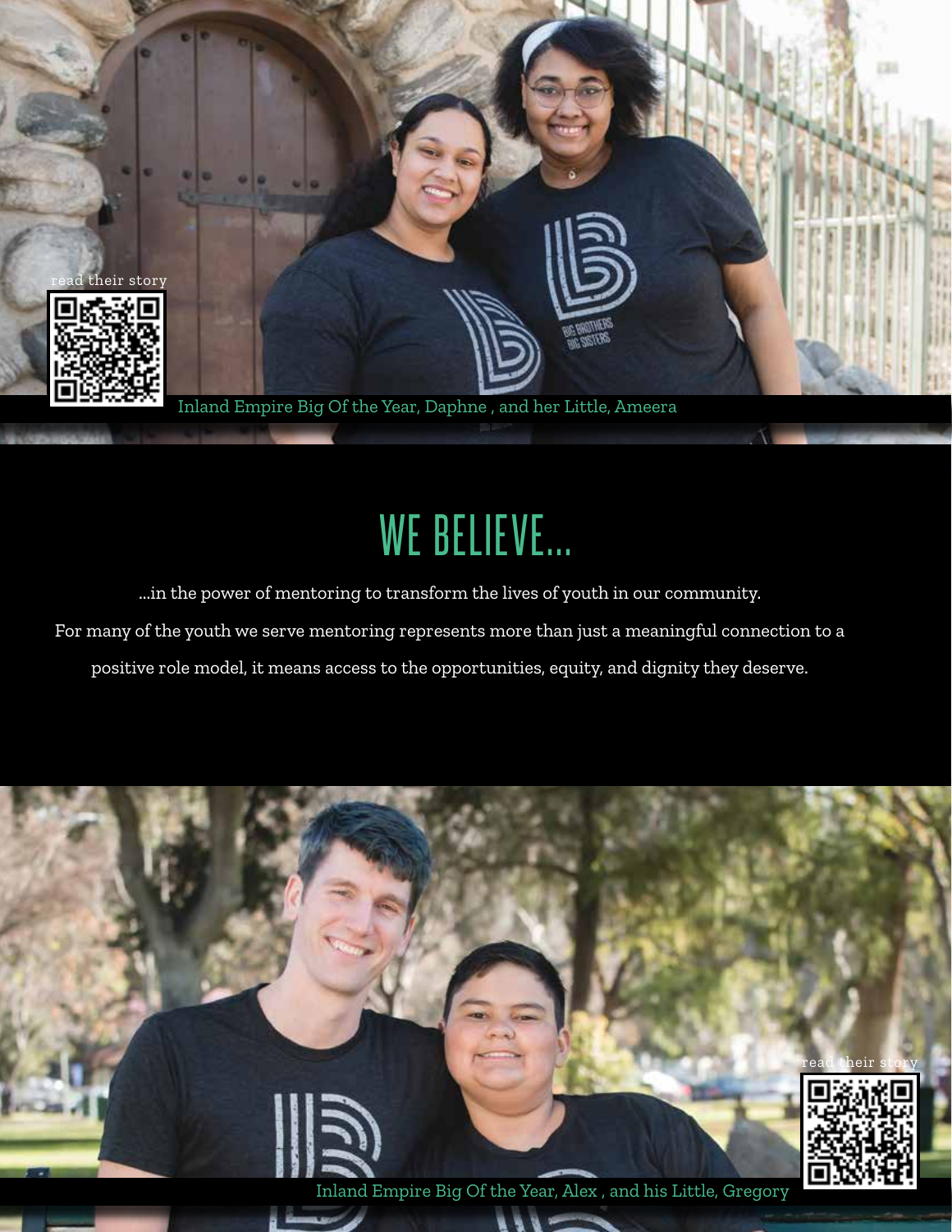read their story

Inland Empire Big Of the Year, Daphne , and her Little, Ameera

# WE BELIEVE...

...in the power of mentoring to transform the lives of youth in our community.

For many of the youth we serve mentoring represents more than just a meaningful connection to a positive role model, it means access to the opportunities, equity, and dignity they deserve.

read their story

Inland Empire Big Of the Year, Alex , and his Little, Gregory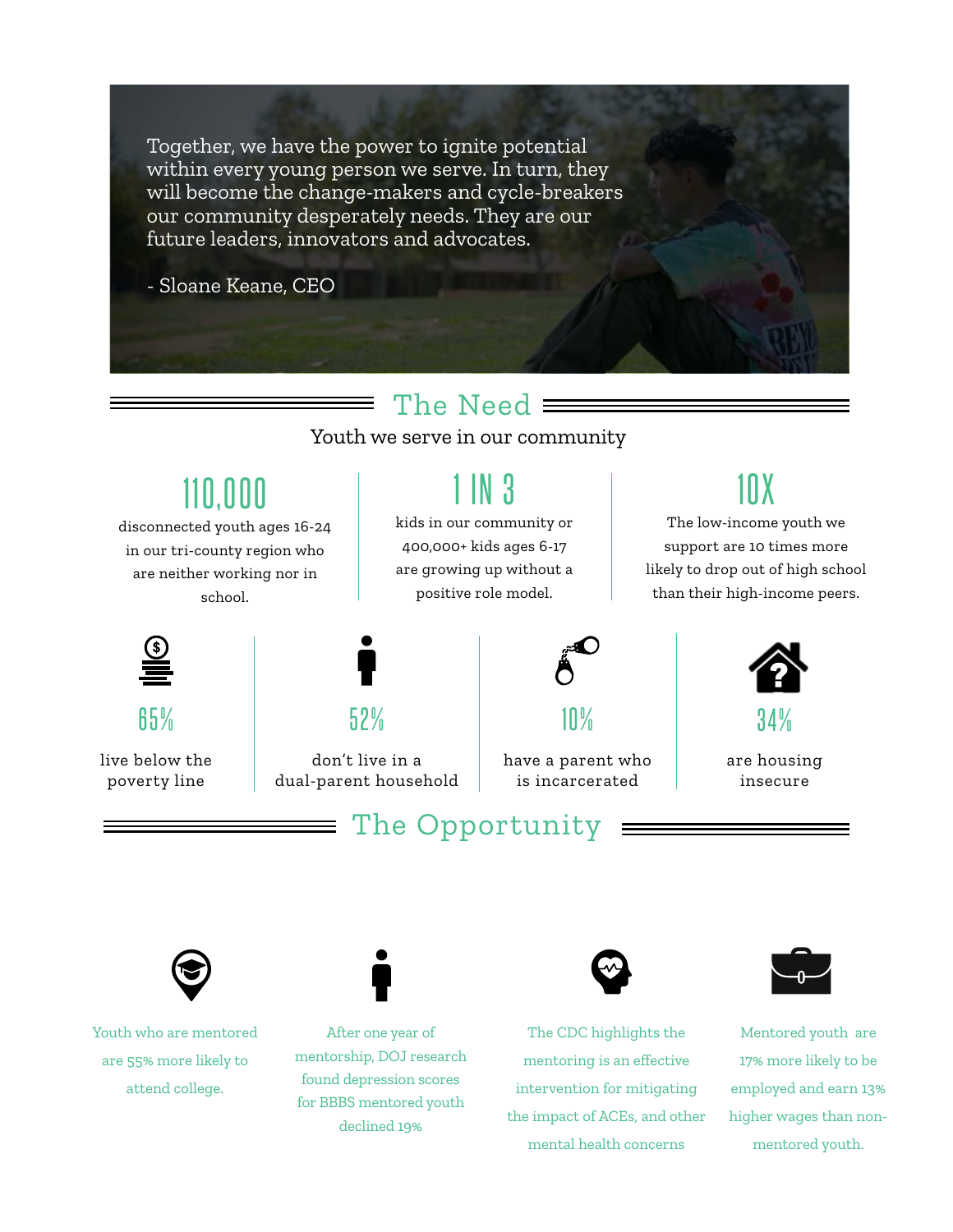> Together, we have the power to ignite potential within every young person we serve. In turn, they will become the change-makers and cycle-breakers our community desperately needs. They are our future leaders, innovators and advocates.
>
> - Sloane Keane, CEO

## The Need

Youth we serve in our community

**110,000**

disconnected youth ages 16-24 in our tri-county region who are neither working nor in school.

**1 IN 3**

kids in our community or 400,000+ kids ages 6-17 are growing up without a positive role model.

**10X**

The low-income youth we support are 10 times more likely to drop out of high school than their high-income peers.

**65%**

live below the poverty line

**52%**

don't live in a dual-parent household

**10%**

have a parent who is incarcerated

**34%**

are housing insecure

## The Opportunity

Youth who are mentored are 55% more likely to attend college.

After one year of mentorship, DOJ research found depression scores for BBBS mentored youth declined 19%

The CDC highlights the mentoring is an effective intervention for mitigating the impact of ACEs, and other mental health concerns

Mentored youth are 17% more likely to be employed and earn 13% higher wages than non-mentored youth.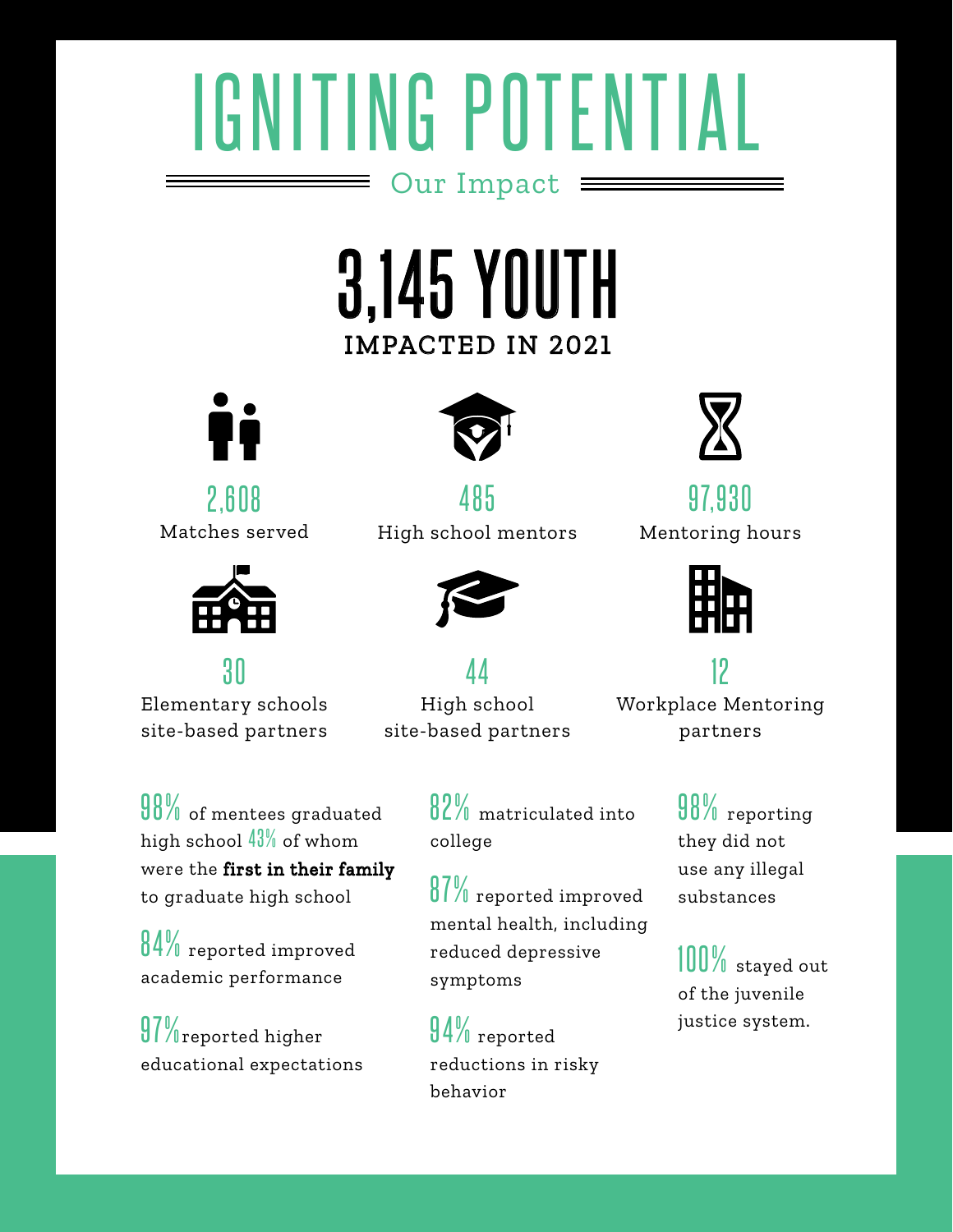# IGNITING POTENTIAL

## Our Impact

## 3,145 YOUTH

**IMPACTED IN 2021**

**2,608**
Matches served

**485**
High school mentors

**97,930**
Mentoring hours

**30**
Elementary schools site-based partners

**44**
High school site-based partners

**12**
Workplace Mentoring partners

**98%** of mentees graduated high school **43%** of whom were the **first in their family** to graduate high school

**84%** reported improved academic performance

**97%** reported higher educational expectations

**82%** matriculated into college

**87%** reported improved mental health, including reduced depressive symptoms

**94%** reported reductions in risky behavior

**98%** reporting they did not use any illegal substances

**100%** stayed out of the juvenile justice system.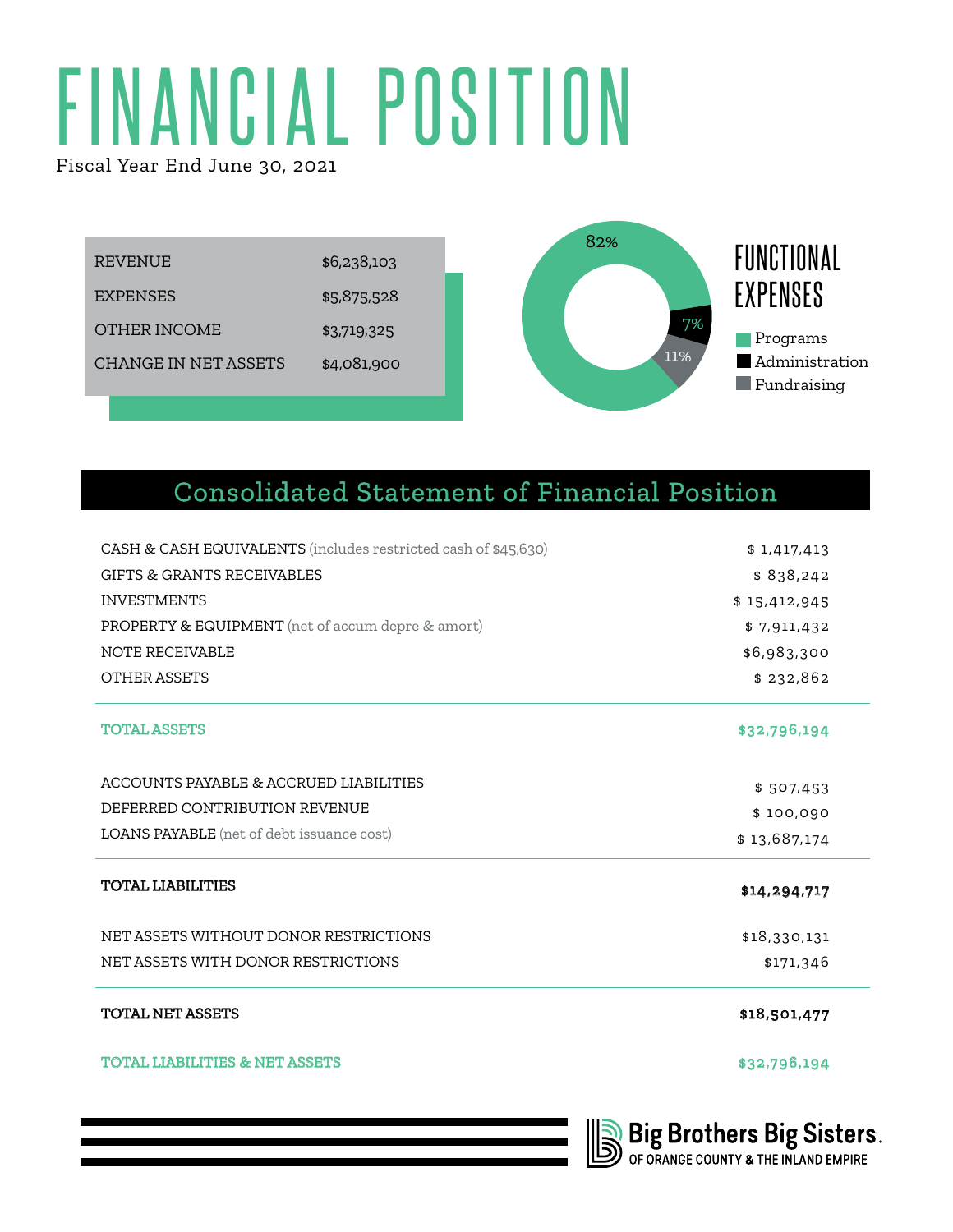# FINANCIAL POSITION

Fiscal Year End June 30, 2021

| | |
|---|---|
| REVENUE | $6,238,103 |
| EXPENSES | $5,875,528 |
| OTHER INCOME | $3,719,325 |
| CHANGE IN NET ASSETS | $4,081,900 |

## FUNCTIONAL EXPENSES

- Programs 82%
- Administration 7%
- Fundraising 11%

## Consolidated Statement of Financial Position

| | |
|---|---|
| CASH & CASH EQUIVALENTS (includes restricted cash of $45,630) | $ 1,417,413 |
| GIFTS & GRANTS RECEIVABLES | $ 838,242 |
| INVESTMENTS | $ 15,412,945 |
| PROPERTY & EQUIPMENT (net of accum depre & amort) | $ 7,911,432 |
| NOTE RECEIVABLE | $6,983,300 |
| OTHER ASSETS | $ 232,862 |
| **TOTAL ASSETS** | **$32,796,194** |
| ACCOUNTS PAYABLE & ACCRUED LIABILITIES | $ 507,453 |
| DEFERRED CONTRIBUTION REVENUE | $ 100,090 |
| LOANS PAYABLE (net of debt issuance cost) | $ 13,687,174 |
| **TOTAL LIABILITIES** | **$14,294,717** |
| NET ASSETS WITHOUT DONOR RESTRICTIONS | $18,330,131 |
| NET ASSETS WITH DONOR RESTRICTIONS | $171,346 |
| **TOTAL NET ASSETS** | **$18,501,477** |
| **TOTAL LIABILITIES & NET ASSETS** | **$32,796,194** |

Big Brothers Big Sisters. OF ORANGE COUNTY & THE INLAND EMPIRE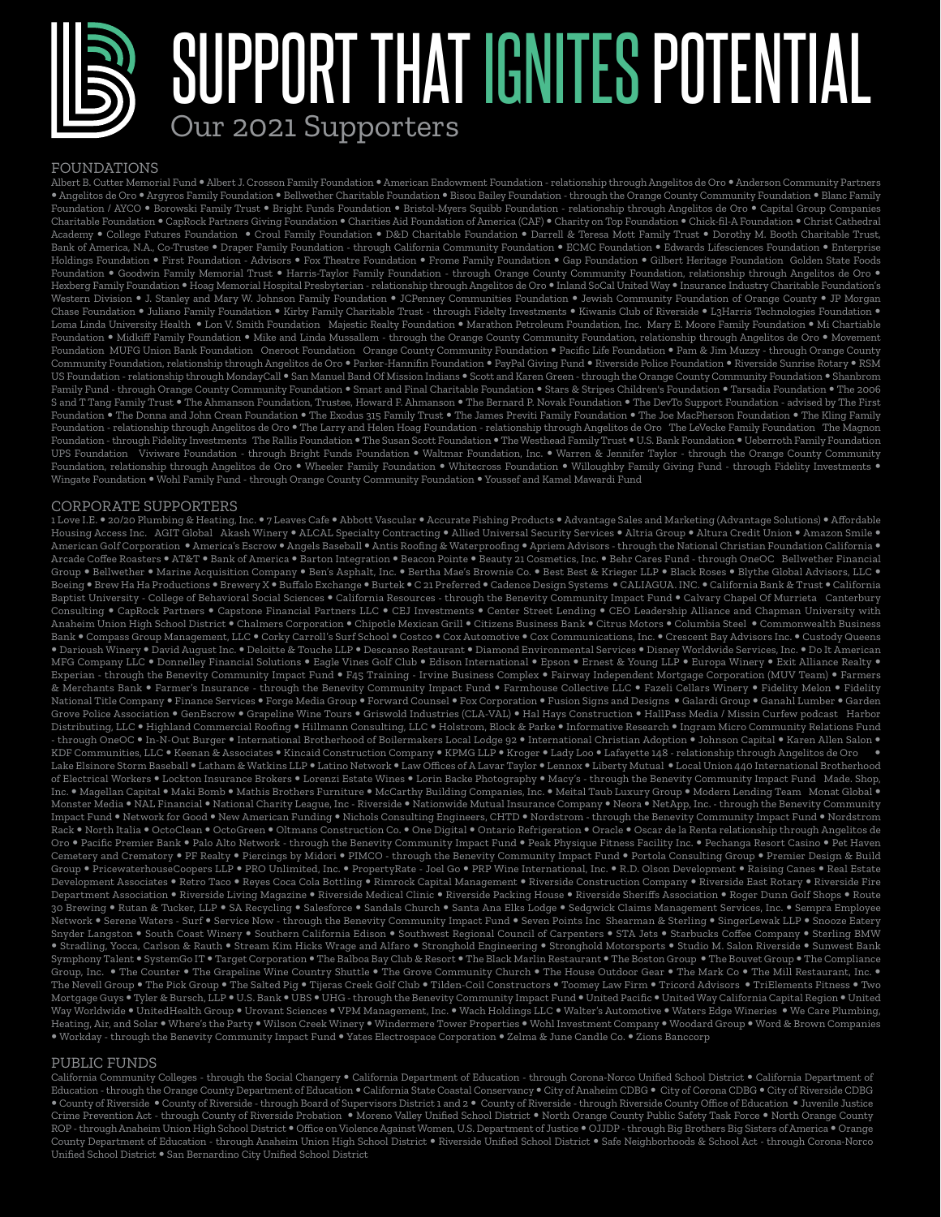# SUPPORT THAT IGNITES POTENTIAL

## Our 2021 Supporters

### FOUNDATIONS

Albert B. Cutter Memorial Fund • Albert J. Crosson Family Foundation • American Endowment Foundation - relationship through Angelitos de Oro • Anderson Community Partners • Angelitos de Oro • Argyros Family Foundation • Bellwether Charitable Foundation • Bisou Bailey Foundation - through the Orange County Community Foundation • Blanc Family Foundation / AYCO • Borowski Family Trust • Bright Funds Foundation • Bristol-Myers Squibb Foundation - relationship through Angelitos de Oro • Capital Group Companies Charitable Foundation • CapRock Partners Giving Foundation • Charities Aid Foundation of America (CAF) • Charity on Top Foundation • Chick-fil-A Foundation • Christ Cathedral Academy • College Futures Foundation • Croul Family Foundation • D&D Charitable Foundation • Darrell & Teresa Mott Family Trust • Dorothy M. Booth Charitable Trust, Bank of America, N.A., Co-Trustee • Draper Family Foundation - through California Community Foundation • ECMC Foundation • Edwards Lifesciences Foundation • Enterprise Holdings Foundation • First Foundation - Advisors • Fox Theatre Foundation • Frome Family Foundation • Gap Foundation • Gilbert Heritage Foundation Golden State Foods Foundation • Goodwin Family Memorial Trust • Harris-Taylor Family Foundation - through Orange County Community Foundation, relationship through Angelitos de Oro • Hexberg Family Foundation • Hoag Memorial Hospital Presbyterian - relationship through Angelitos de Oro • Inland SoCal United Way • Insurance Industry Charitable Foundation's Western Division • J. Stanley and Mary W. Johnson Family Foundation • JCPenney Communities Foundation • Jewish Community Foundation of Orange County • JP Morgan Chase Foundation • Juliano Family Foundation • Kirby Family Charitable Trust - through Fidelty Investments • Kiwanis Club of Riverside • L3Harris Technologies Foundation • Loma Linda University Health • Lon V. Smith Foundation Majestic Realty Foundation • Marathon Petroleum Foundation, Inc. Mary E. Moore Family Foundation • Mi Chartiable Foundation • Midkiff Family Foundation • Mike and Linda Mussallem - through the Orange County Community Foundation, relationship through Angelitos de Oro • Movement Foundation MUFG Union Bank Foundation Oneroot Foundation Orange County Community Foundation • Pacific Life Foundation • Pam & Jim Muzzy - through Orange County Community Foundation, relationship through Angelitos de Oro • Parker-Hannifin Foundation • PayPal Giving Fund • Riverside Police Foundation • Riverside Sunrise Rotary • RSM US Foundation - relationship through MondayCall • San Manuel Band Of Mission Indians • Scott and Karen Green - through the Orange County Community Foundation • Shanbrom Family Fund - through Orange County Community Foundation • Smart and Final Charitable Foundation • Stars & Stripes Children's Foundation • Tarsadia Foundation • The 2006 S and T Tang Family Trust • The Ahmanson Foundation, Trustee, Howard F. Ahmanson • The Bernard P. Novak Foundation • The DevTo Support Foundation - advised by The First Foundation • The Donna and John Crean Foundation • The Exodus 315 Family Trust • The James Previti Family Foundation • The Joe MacPherson Foundation • The Kling Family Foundation - relationship through Angelitos de Oro • The Larry and Helen Hoag Foundation - relationship through Angelitos de Oro The LeVecke Family Foundation The Magnon Foundation - through Fidelity Investments The Rallis Foundation • The Susan Scott Foundation • The Westhead Family Trust • U.S. Bank Foundation • Ueberroth Family Foundation UPS Foundation Viviware Foundation - through Bright Funds Foundation • Waltmar Foundation, Inc. • Warren & Jennifer Taylor - through the Orange County Community Foundation, relationship through Angelitos de Oro • Wheeler Family Foundation • Whitecross Foundation • Willoughby Family Giving Fund - through Fidelity Investments • Wingate Foundation • Wohl Family Fund - through Orange County Community Foundation • Youssef and Kamel Mawardi Fund

### CORPORATE SUPPORTERS

1 Love I.E. • 20/20 Plumbing & Heating, Inc. • 7 Leaves Cafe • Abbott Vascular • Accurate Fishing Products • Advantage Sales and Marketing (Advantage Solutions) • Affordable Housing Access Inc. AGIT Global Akash Winery • ALCAL Specialty Contracting • Allied Universal Security Services • Altria Group • Altura Credit Union • Amazon Smile • American Golf Corporation • America's Escrow • Angels Baseball • Antis Roofing & Waterproofing • Apriem Advisors - through the National Christian Foundation California • Arcade Coffee Roasters • AT&T • Bank of America • Barton Integration • Beacon Pointe • Beauty 21 Cosmetics, Inc. • Behr Cares Fund - through OneOC Bellwether Financial Group • Bellwether • Marine Acquisition Company • Ben's Asphalt, Inc. • Bertha Mae's Brownie Co. • Best Best & Krieger LLP • Black Roses • Blythe Global Advisors, LLC • Boeing • Brew Ha Ha Productions • Brewery X • Buffalo Exchange • Burtek • C 21 Preferred • Cadence Design Systems • CALIAGUA. INC. • California Bank & Trust • California Baptist University - College of Behavioral Social Sciences • California Resources - through the Benevity Community Impact Fund • Calvary Chapel Of Murrieta Canterbury Consulting • CapRock Partners • Capstone Financial Partners LLC • CEJ Investments • Center Street Lending • CEO Leadership Alliance and Chapman University with Anaheim Union High School District • Chalmers Corporation • Chipotle Mexican Grill • Citizens Business Bank • Citrus Motors • Columbia Steel • Commonwealth Business Bank • Compass Group Management, LLC • Corky Carroll's Surf School • Costco • Cox Automotive • Cox Communications, Inc. • Crescent Bay Advisors Inc. • Custody Queens • Darioush Winery • David August Inc. • Deloitte & Touche LLP • Descanso Restaurant • Diamond Environmental Services • Disney Worldwide Services, Inc. • Do It American MFG Company LLC • Donnelley Financial Solutions • Eagle Vines Golf Club • Edison International • Epson • Ernest & Young LLP • Europa Winery • Exit Alliance Realty • Experian - through the Benevity Community Impact Fund • F45 Training - Irvine Business Complex • Fairway Independent Mortgage Corporation (MUV Team) • Farmers & Merchants Bank • Farmer's Insurance - through the Benevity Community Impact Fund • Farmhouse Collective LLC • Fazeli Cellars Winery • Fidelity Melon • Fidelity National Title Company • Finance Services • Forge Media Group • Forward Counsel • Fox Corporation • Fusion Signs and Designs • Galardi Group • Ganahl Lumber • Garden Grove Police Association • GenEscrow • Grapeline Wine Tours • Griswold Industries (CLA-VAL) • Hal Hays Construction • HallPass Media / Missin Curfew podcast Harbor Distributing, LLC • Highland Commercial Roofing • Hillmann Consulting, LLC • Holstrom, Block & Parke • Informative Research • Ingram Micro Community Relations Fund - through OneOC • In-N-Out Burger • International Brotherhood of Boilermakers Local Lodge 92 • International Christian Adoption • Johnson Capital • Karen Allen Salon • KDF Communities, LLC • Keenan & Associates • Kincaid Construction Company • KPMG LLP • Kroger • Lady Loo • Lafayette 148 - relationship through Angelitos de Oro • Lake Elsinore Storm Baseball • Latham & Watkins LLP • Latino Network • Law Offices of A Lavar Taylor • Lennox • Liberty Mutual • Local Union 440 International Brotherhood of Electrical Workers • Lockton Insurance Brokers • Lorenzi Estate Wines • Lorin Backe Photography • Macy's - through the Benevity Community Impact Fund Made. Shop, Inc. • Magellan Capital • Maki Bomb • Mathis Brothers Furniture • McCarthy Building Companies, Inc. • Meital Taub Luxury Group • Modern Lending Team Monat Global • Monster Media • NAL Financial • National Charity League, Inc. - Riverside • Nationwide Mutual Insurance Company • Neora • NetApp, Inc. - through the Benevity Community Impact Fund • Network for Good • New American Funding • Nichols Consulting Engineers, CHTD • Nordstrom - through the Benevity Community Impact Fund • Nordstrom Rack • North Italia • OctoClean • OctoGreen • Oltmans Construction Co. • One Digital • Ontario Refrigeration • Oracle • Oscar de la Renta relationship through Angelitos de Oro • Pacific Premier Bank • Palo Alto Network - through the Benevity Community Impact Fund • Peak Physique Fitness Facility Inc. • Pechanga Resort Casino • Pet Haven Cemetery and Crematory • PF Realty • Piercings by Midori • PIMCO - through the Benevity Community Impact Fund • Portola Consulting Group • Premier Design & Build Group • PricewaterhouseCoopers LLP • PRO Unlimited, Inc. • PropertyRate - Joel Go • PRP Wine International, Inc. • R.D. Olson Development • Raising Canes • Real Estate Development Associates • Retro Taco • Reyes Coca Cola Bottling • Rimrock Capital Management • Riverside Construction Company • Riverside East Rotary • Riverside Fire Department Association • Riverside Living Magazine • Riverside Medical Clinic • Riverside Packing House • Riverside Sheriffs Association • Roger Dunn Golf Shops • Route 30 Brewing • Rutan & Tucker, LLP • SA Recycling • Salesforce • Sandals Church • Santa Ana Elks Lodge • Sedgwick Claims Management Services, Inc. • Sempra Employee Network • Serene Waters - Surf • Service Now - through the Benevity Community Impact Fund • Seven Points Inc Shearman & Sterling • SingerLewak LLP • Snooze Eatery Snyder Langston • South Coast Winery • Southern California Edison • Southwest Regional Council of Carpenters • STA Jets • Starbucks Coffee Company • Sterling BMW • Stradling, Yocca, Carlson & Rauth • Stream Kim Hicks Wrage and Alfaro • Stronghold Engineering • Stronghold Motorsports • Studio M. Salon Riverside • Sunwest Bank Symphony Talent • SystemGo IT • Target Corporation • The Balboa Bay Club & Resort • The Black Marlin Restaurant • The Boston Group • The Bouvet Group • The Compliance Group, Inc. • The Counter • The Grapeline Wine Country Shuttle • The Grove Community Church • The House Outdoor Gear • The Mark Co • The Mill Restaurant, Inc. • The Nevell Group • The Pick Group • The Salted Pig • Tijeras Creek Golf Club • Tilden-Coil Constructors • Toomey Law Firm • Tricord Advisors • TriElements Fitness • Two Mortgage Guys • Tyler & Bursch, LLP • U.S. Bank • UBS • UHG - through the Benevity Community Impact Fund • United Pacific • United Way California Capital Region • United Way Worldwide • UnitedHealth Group • Urovant Sciences • VPM Management, Inc. • Wach Holdings LLC • Walter's Automotive • Waters Edge Wineries • We Care Plumbing, Heating, Air, and Solar • Where's the Party • Wilson Creek Winery • Windermere Tower Properties • Wohl Investment Company • Woodard Group • Word & Brown Companies • Workday - through the Benevity Community Impact Fund • Yates Electrospace Corporation • Zelma & June Candle Co. • Zions Banccorp

### PUBLIC FUNDS

California Community Colleges - through the Social Changery • California Department of Education - through Corona-Norco Unified School District • California Department of Education - through the Orange County Department of Education • California State Coastal Conservancy • City of Anaheim CDBG • City of Corona CDBG • City of Riverside CDBG • County of Riverside • County of Riverside - through Board of Supervisors District 1 and 2 • County of Riverside - through Riverside County Office of Education • Juvenile Justice Crime Prevention Act - through County of Riverside Probation • Moreno Valley Unified School District • North Orange County Public Safety Task Force • North Orange County ROP - through Anaheim Union High School District • Office on Violence Against Women, U.S. Department of Justice • OJJDP - through Big Brothers Big Sisters of America • Orange County Department of Education - through Anaheim Union High School District • Riverside Unified School District • Safe Neighborhoods & School Act - through Corona-Norco Unified School District • San Bernardino City Unified School District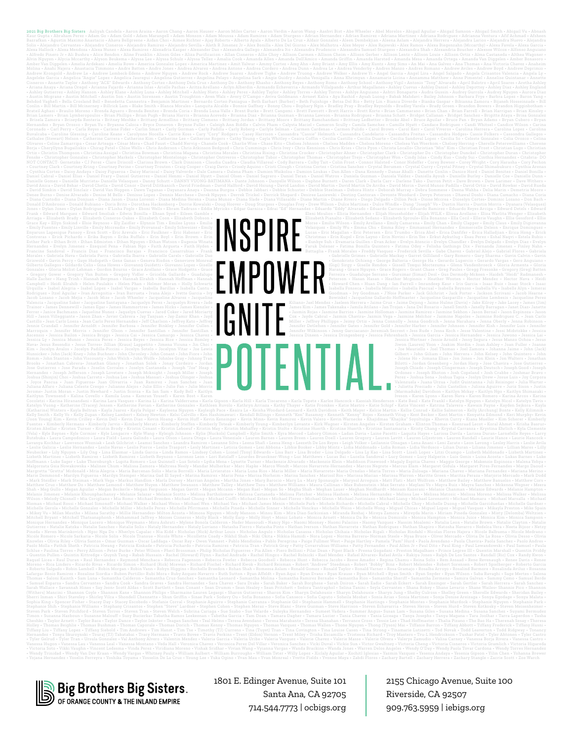2021 Big Brothers Big Sisters

# INSPIRE
# EMPOWER
# IGNITE
# POTENTIAL.

**Big Brothers Big Sisters.** OF ORANGE COUNTY & THE INLAND EMPIRE

1801 E. Edinger Avenue, Suite 101
Santa Ana, CA 92705
714.544.7773 | ocbigs.org

2155 Chicago Avenue, Suite 100
Riverside, CA 92507
909.763.5959 | iebigs.org